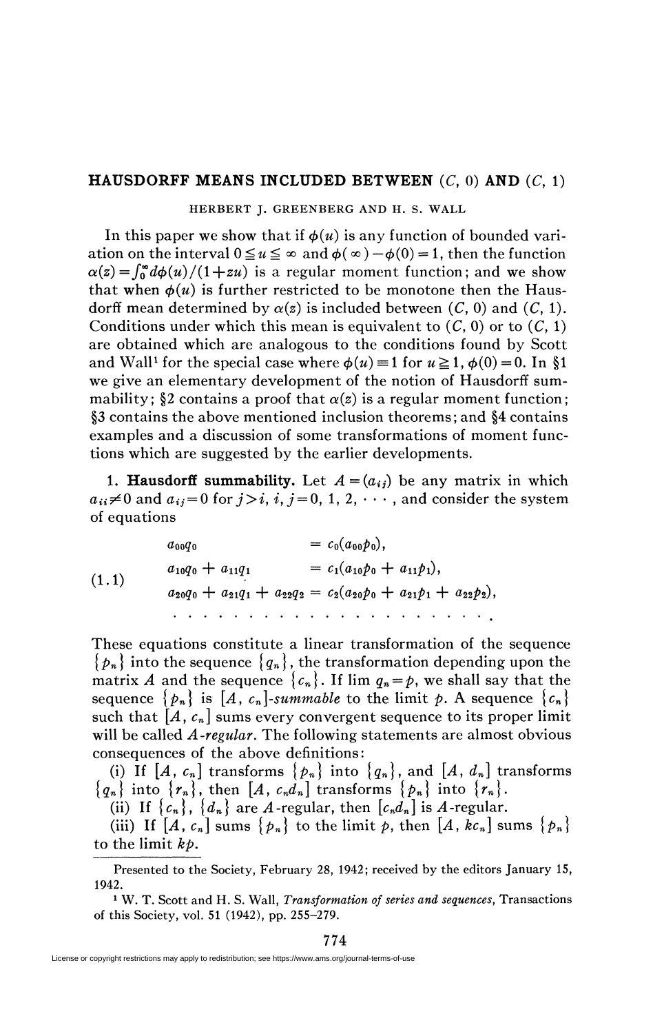# HAUSDORFF MEANS INCLUDED BETWEEN (C, 0) AND (C, 1)

HERBERT J. GREENBERG AND H. S. WALL

In this paper we show that if $\phi(u)$ is any function of bounded variation on the interval $0 \leq u \leq \infty$ and $\phi(\infty) - \phi(0) = 1$, then the function $\alpha(z) = \int_0^\infty d\phi(u)/(1+zu)$ is a regular moment function; and we show that when $\phi(u)$ is further restricted to be monotone then the Hausdorff mean determined by $\alpha(z)$ is included between $(C, 0)$ and $(C, 1)$. Conditions under which this mean is equivalent to $(C, 0)$ or to $(C, 1)$ are obtained which are analogous to the conditions found by Scott and Wall[1] for the special case where $\phi(u) \equiv 1$ for $u \geq 1$, $\phi(0) = 0$. In §1 we give an elementary development of the notion of Hausdorff summability; §2 contains a proof that $\alpha(z)$ is a regular moment function; §3 contains the above mentioned inclusion theorems; and §4 contains examples and a discussion of some transformations of moment functions which are suggested by the earlier developments.

**1. Hausdorff summability.** Let $A = (a_{ij})$ be any matrix in which $a_{ii} \neq 0$ and $a_{ij} = 0$ for $j > i$, $i, j = 0, 1, 2, \cdots$, and consider the system of equations

$$
\begin{aligned}
a_{00}q_0 \qquad\qquad\qquad &= c_0(a_{00}p_0), \\
a_{10}q_0 + a_{11}q_1 \qquad\quad &= c_1(a_{10}p_0 + a_{11}p_1), \\
a_{20}q_0 + a_{21}q_1 + a_{22}q_2 &= c_2(a_{20}p_0 + a_{21}p_1 + a_{22}p_2), \\
\cdots\cdots\cdots\cdots\cdots\cdots\cdots &\cdots\cdots\cdots\cdots\cdots .
\end{aligned}
\tag{1.1}
$$

These equations constitute a linear transformation of the sequence $\{p_n\}$ into the sequence $\{q_n\}$, the transformation depending upon the matrix $A$ and the sequence $\{c_n\}$. If $\lim q_n = p$, we shall say that the sequence $\{p_n\}$ is $[A, c_n]$-*summable* to the limit $p$. A sequence $\{c_n\}$ such that $[A, c_n]$ sums every convergent sequence to its proper limit will be called $A$-*regular*. The following statements are almost obvious consequences of the above definitions:

(i) If $[A, c_n]$ transforms $\{p_n\}$ into $\{q_n\}$, and $[A, d_n]$ transforms $\{q_n\}$ into $\{r_n\}$, then $[A, c_nd_n]$ transforms $\{p_n\}$ into $\{r_n\}$.

(ii) If $\{c_n\}$, $\{d_n\}$ are $A$-regular, then $[c_nd_n]$ is $A$-regular.

(iii) If $[A, c_n]$ sums $\{p_n\}$ to the limit $p$, then $[A, kc_n]$ sums $\{p_n\}$ to the limit $kp$.

Presented to the Society, February 28, 1942; received by the editors January 15, 1942.

[1] W. T. Scott and H. S. Wall, *Transformation of series and sequences*, Transactions of this Society, vol. 51 (1942), pp. 255–279.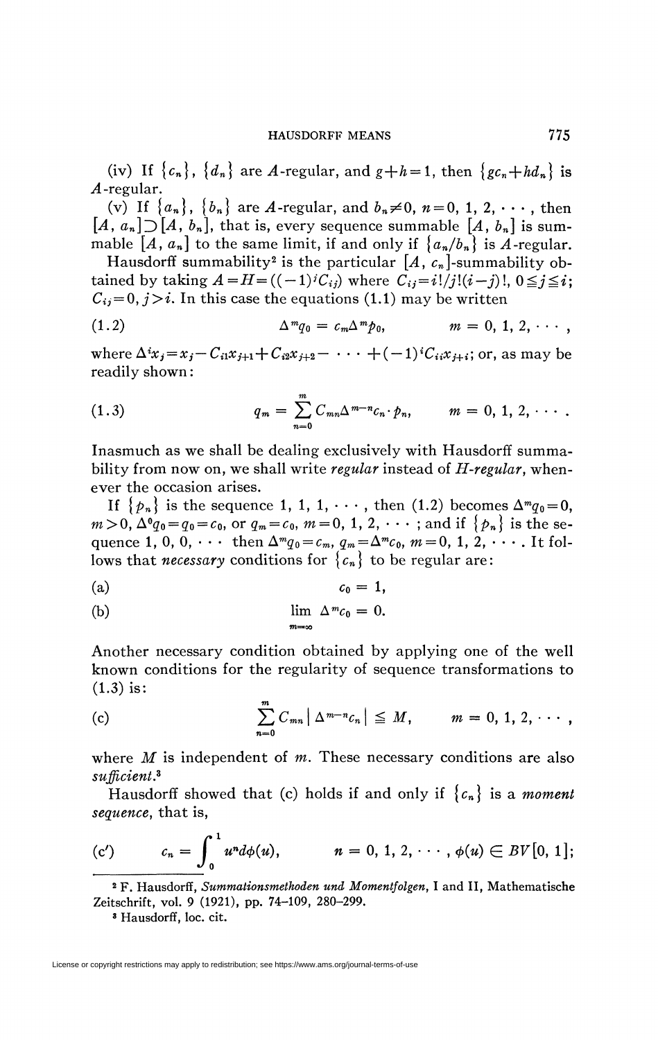(iv) If $\{c_n\}$, $\{d_n\}$ are $A$-regular, and $g+h=1$, then $\{gc_n+hd_n\}$ is $A$-regular.

(v) If $\{a_n\}$, $\{b_n\}$ are $A$-regular, and $b_n \neq 0$, $n=0, 1, 2, \cdots$, then $[A, a_n] \supset [A, b_n]$, that is, every sequence summable $[A, b_n]$ is summable $[A, a_n]$ to the same limit, if and only if $\{a_n/b_n\}$ is $A$-regular.

Hausdorff summability[2] is the particular $[A, c_n]$-summability obtained by taking $A=H=((-1)^j C_{ij})$ where $C_{ij}=i!/j!(i-j)!$, $0 \leqq j \leqq i$; $C_{ij}=0$, $j>i$. In this case the equations (1.1) may be written

$$\Delta^m q_0 = c_m \Delta^m p_0, \qquad m = 0, 1, 2, \cdots, \tag{1.2}$$

where $\Delta^i x_j = x_j - C_{i1}x_{j+1} + C_{i2}x_{j+2} - \cdots + (-1)^i C_{ii} x_{j+i}$; or, as may be readily shown:

$$q_m = \sum_{n=0}^{m} C_{mn} \Delta^{m-n} c_n \cdot p_n, \qquad m = 0, 1, 2, \cdots. \tag{1.3}$$

Inasmuch as we shall be dealing exclusively with Hausdorff summability from now on, we shall write *regular* instead of *H-regular*, whenever the occasion arises.

If $\{p_n\}$ is the sequence $1, 1, 1, \cdots$, then (1.2) becomes $\Delta^m q_0 = 0$, $m>0$, $\Delta^0 q_0 = q_0 = c_0$, or $q_m = c_0$, $m=0, 1, 2, \cdots$; and if $\{p_n\}$ is the sequence $1, 0, 0, \cdots$ then $\Delta^m q_0 = c_m$, $q_m = \Delta^m c_0$, $m=0, 1, 2, \cdots$. It follows that *necessary* conditions for $\{c_n\}$ to be regular are:

$$c_0 = 1, \tag{a}$$

$$\lim_{m=\infty} \Delta^m c_0 = 0. \tag{b}$$

Another necessary condition obtained by applying one of the well known conditions for the regularity of sequence transformations to (1.3) is:

$$\sum_{n=0}^{m} C_{mn} \left| \Delta^{m-n} c_n \right| \leqq M, \qquad m = 0, 1, 2, \cdots, \tag{c}$$

where $M$ is independent of $m$. These necessary conditions are also *sufficient*.[3]

Hausdorff showed that (c) holds if and only if $\{c_n\}$ is a *moment sequence*, that is,

$$c_n = \int_0^1 u^n d\phi(u), \qquad n = 0, 1, 2, \cdots, \phi(u) \in BV[0, 1]; \tag{c'}$$

---

[2] F. Hausdorff, *Summationsmethoden und Momentfolgen*, I and II, Mathematische Zeitschrift, vol. 9 (1921), pp. 74–109, 280–299.

[3] Hausdorff, loc. cit.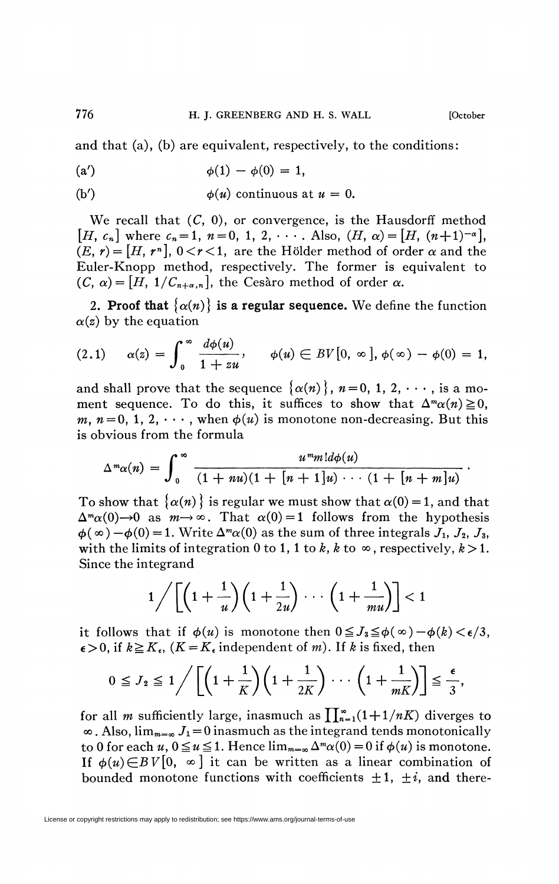and that (a), (b) are equivalent, respectively, to the conditions:

(a′) $\qquad \phi(1) - \phi(0) = 1,$

(b′) $\qquad \phi(u)$ continuous at $u = 0$.

We recall that $(C, 0)$, or convergence, is the Hausdorff method $[H, c_n]$ where $c_n = 1$, $n = 0, 1, 2, \cdots$. Also, $(H, \alpha) = [H, (n+1)^{-\alpha}]$, $(E, r) = [H, r^n]$, $0 < r < 1$, are the Hölder method of order $\alpha$ and the Euler-Knopp method, respectively. The former is equivalent to $(C, \alpha) = [H, 1/C_{n+\alpha,n}]$, the Cesàro method of order $\alpha$.

**2. Proof that $\{\alpha(n)\}$ is a regular sequence.** We define the function $\alpha(z)$ by the equation

$$(2.1) \qquad \alpha(z) = \int_0^\infty \frac{d\phi(u)}{1 + zu}, \qquad \phi(u) \in BV[0, \infty], \ \phi(\infty) - \phi(0) = 1,$$

and shall prove that the sequence $\{\alpha(n)\}$, $n = 0, 1, 2, \cdots$, is a moment sequence. To do this, it suffices to show that $\Delta^m \alpha(n) \geqq 0$, $m, n = 0, 1, 2, \cdots$, when $\phi(u)$ is monotone non-decreasing. But this is obvious from the formula

$$\Delta^m \alpha(n) = \int_0^\infty \frac{u^m m! d\phi(u)}{(1 + nu)(1 + [n+1]u) \cdots (1 + [n+m]u)}.$$

To show that $\{\alpha(n)\}$ is regular we must show that $\alpha(0) = 1$, and that $\Delta^m \alpha(0) \to 0$ as $m \to \infty$. That $\alpha(0) = 1$ follows from the hypothesis $\phi(\infty) - \phi(0) = 1$. Write $\Delta^m \alpha(0)$ as the sum of three integrals $J_1$, $J_2$, $J_3$, with the limits of integration 0 to 1, 1 to $k$, $k$ to $\infty$, respectively, $k > 1$. Since the integrand

$$1 \Big/ \left[\left(1 + \frac{1}{u}\right)\left(1 + \frac{1}{2u}\right) \cdots \left(1 + \frac{1}{mu}\right)\right] < 1$$

it follows that if $\phi(u)$ is monotone then $0 \leqq J_3 \leqq \phi(\infty) - \phi(k) < \epsilon/3$, $\epsilon > 0$, if $k \geqq K_\epsilon$, ($K = K_\epsilon$ independent of $m$). If $k$ is fixed, then

$$0 \leqq J_2 \leqq 1 \Big/ \left[\left(1 + \frac{1}{K}\right)\left(1 + \frac{1}{2K}\right) \cdots \left(1 + \frac{1}{mK}\right)\right] \leqq \frac{\epsilon}{3},$$

for all $m$ sufficiently large, inasmuch as $\prod_{n=1}^\infty (1 + 1/nK)$ diverges to $\infty$. Also, $\lim_{m=\infty} J_1 = 0$ inasmuch as the integrand tends monotonically to 0 for each $u$, $0 \leqq u \leqq 1$. Hence $\lim_{m=\infty} \Delta^m \alpha(0) = 0$ if $\phi(u)$ is monotone. If $\phi(u) \in BV[0, \infty]$ it can be written as a linear combination of bounded monotone functions with coefficients $\pm 1$, $\pm i$, and there-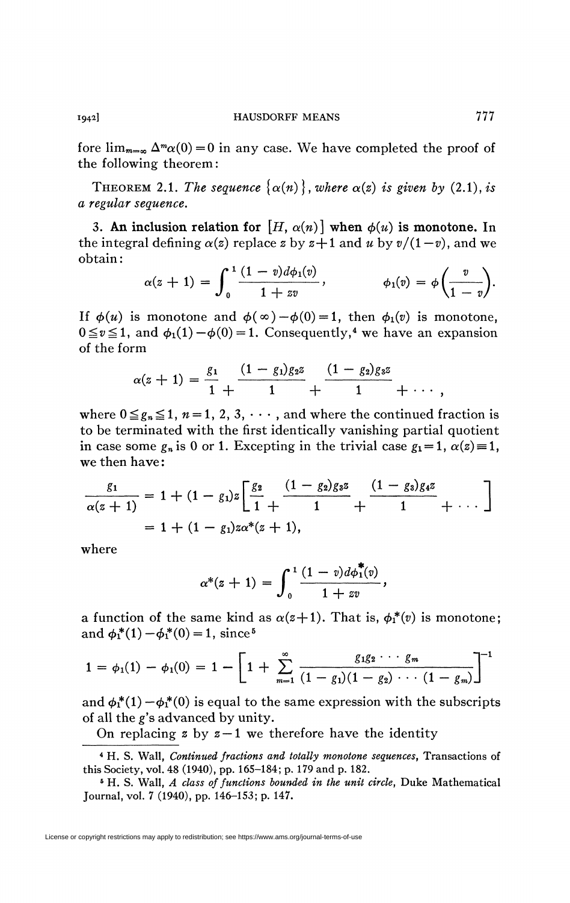fore $\lim_{m=\infty} \Delta^m \alpha(0) = 0$ in any case. We have completed the proof of the following theorem:

THEOREM 2.1. *The sequence* $\{\alpha(n)\}$, *where* $\alpha(z)$ *is given by* (2.1), *is a regular sequence.*

**3. An inclusion relation for $[H, \alpha(n)]$ when $\phi(u)$ is monotone.** In the integral defining $\alpha(z)$ replace $z$ by $z+1$ and $u$ by $v/(1-v)$, and we obtain:

$$\alpha(z+1) = \int_0^1 \frac{(1-v)d\phi_1(v)}{1+zv}, \qquad \phi_1(v) = \phi\left(\frac{v}{1-v}\right).$$

If $\phi(u)$ is monotone and $\phi(\infty) - \phi(0) = 1$, then $\phi_1(v)$ is monotone, $0 \leqq v \leqq 1$, and $\phi_1(1) - \phi(0) = 1$. Consequently,[4] we have an expansion of the form

$$\alpha(z+1) = \frac{g_1}{1} \, \frac{(1-g_1)g_2 z}{+ \quad 1} \, \frac{(1-g_2)g_3 z}{+ \quad 1} + \cdots,$$

where $0 \leqq g_n \leqq 1$, $n = 1, 2, 3, \cdots$, and where the continued fraction is to be terminated with the first identically vanishing partial quotient in case some $g_n$ is 0 or 1. Excepting in the trivial case $g_1 = 1$, $\alpha(z) \equiv 1$, we then have:

$$\begin{aligned}
\frac{g_1}{\alpha(z+1)} &= 1 + (1-g_1)z\left[\frac{g_2}{1} \, \frac{(1-g_2)g_3 z}{+ \quad 1} \, \frac{(1-g_3)g_4 z}{+ \quad 1} + \cdots\right] \\
&= 1 + (1-g_1)z\alpha^*(z+1),
\end{aligned}$$

where

$$\alpha^*(z+1) = \int_0^1 \frac{(1-v)d\phi_1^*(v)}{1+zv},$$

a function of the same kind as $\alpha(z+1)$. That is, $\phi_1^*(v)$ is monotone; and $\phi_1^*(1) - \phi_1^*(0) = 1$, since[5]

$$1 = \phi_1(1) - \phi_1(0) = 1 - \left[1 + \sum_{m=1}^{\infty} \frac{g_1 g_2 \cdots g_m}{(1-g_1)(1-g_2)\cdots(1-g_m)}\right]^{-1}$$

and $\phi_1^*(1) - \phi_1^*(0)$ is equal to the same expression with the subscripts of all the $g$'s advanced by unity.

On replacing $z$ by $z-1$ we therefore have the identity

---

[4] H. S. Wall, *Continued fractions and totally monotone sequences*, Transactions of this Society, vol. 48 (1940), pp. 165–184; p. 179 and p. 182.

[5] H. S. Wall, *A class of functions bounded in the unit circle*, Duke Mathematical Journal, vol. 7 (1940), pp. 146–153; p. 147.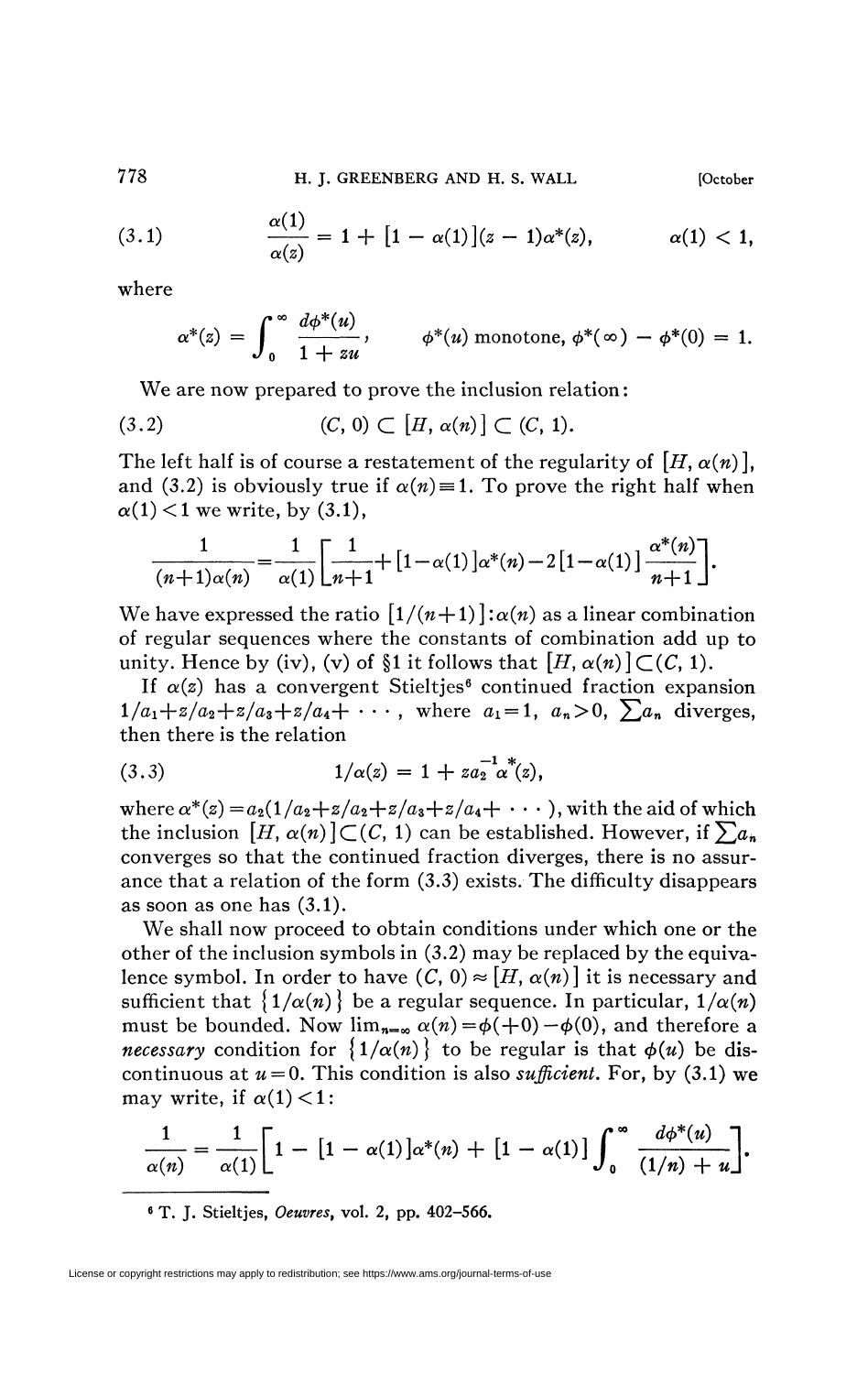$$\frac{\alpha(1)}{\alpha(z)} = 1 + [1 - \alpha(1)](z - 1)\alpha^*(z), \qquad \alpha(1) < 1, \tag{3.1}$$

where

$$\alpha^*(z) = \int_0^\infty \frac{d\phi^*(u)}{1 + zu}, \qquad \phi^*(u) \text{ monotone, } \phi^*(\infty) - \phi^*(0) = 1.$$

We are now prepared to prove the inclusion relation:

$$(C, 0) \subset [H, \alpha(n)] \subset (C, 1). \tag{3.2}$$

The left half is of course a restatement of the regularity of $[H, \alpha(n)]$, and (3.2) is obviously true if $\alpha(n) \equiv 1$. To prove the right half when $\alpha(1) < 1$ we write, by (3.1),

$$\frac{1}{(n+1)\alpha(n)} = \frac{1}{\alpha(1)}\left[\frac{1}{n+1} + [1 - \alpha(1)]\alpha^*(n) - 2[1 - \alpha(1)]\frac{\alpha^*(n)}{n+1}\right].$$

We have expressed the ratio $[1/(n+1)] : \alpha(n)$ as a linear combination of regular sequences where the constants of combination add up to unity. Hence by (iv), (v) of §1 it follows that $[H, \alpha(n)] \subset (C, 1)$.

If $\alpha(z)$ has a convergent Stieltjes[6] continued fraction expansion $1/a_1 + z/a_2 + z/a_3 + z/a_4 + \cdots$, where $a_1 = 1$, $a_n > 0$, $\sum a_n$ diverges, then there is the relation

$$1/\alpha(z) = 1 + z a_2^{-1} \alpha^*(z), \tag{3.3}$$

where $\alpha^*(z) = a_2(1/a_2 + z/a_2 + z/a_3 + z/a_4 + \cdots)$, with the aid of which the inclusion $[H, \alpha(n)] \subset (C, 1)$ can be established. However, if $\sum a_n$ converges so that the continued fraction diverges, there is no assurance that a relation of the form (3.3) exists. The difficulty disappears as soon as one has (3.1).

We shall now proceed to obtain conditions under which one or the other of the inclusion symbols in (3.2) may be replaced by the equivalence symbol. In order to have $(C, 0) \approx [H, \alpha(n)]$ it is necessary and sufficient that $\{1/\alpha(n)\}$ be a regular sequence. In particular, $1/\alpha(n)$ must be bounded. Now $\lim_{n=\infty} \alpha(n) = \phi(+0) - \phi(0)$, and therefore a *necessary* condition for $\{1/\alpha(n)\}$ to be regular is that $\phi(u)$ be discontinuous at $u = 0$. This condition is also *sufficient*. For, by (3.1) we may write, if $\alpha(1) < 1$:

$$\frac{1}{\alpha(n)} = \frac{1}{\alpha(1)}\left[1 - [1 - \alpha(1)]\alpha^*(n) + [1 - \alpha(1)]\int_0^\infty \frac{d\phi^*(u)}{(1/n) + u}\right].$$

[6] T. J. Stieltjes, *Oeuvres*, vol. 2, pp. 402–566.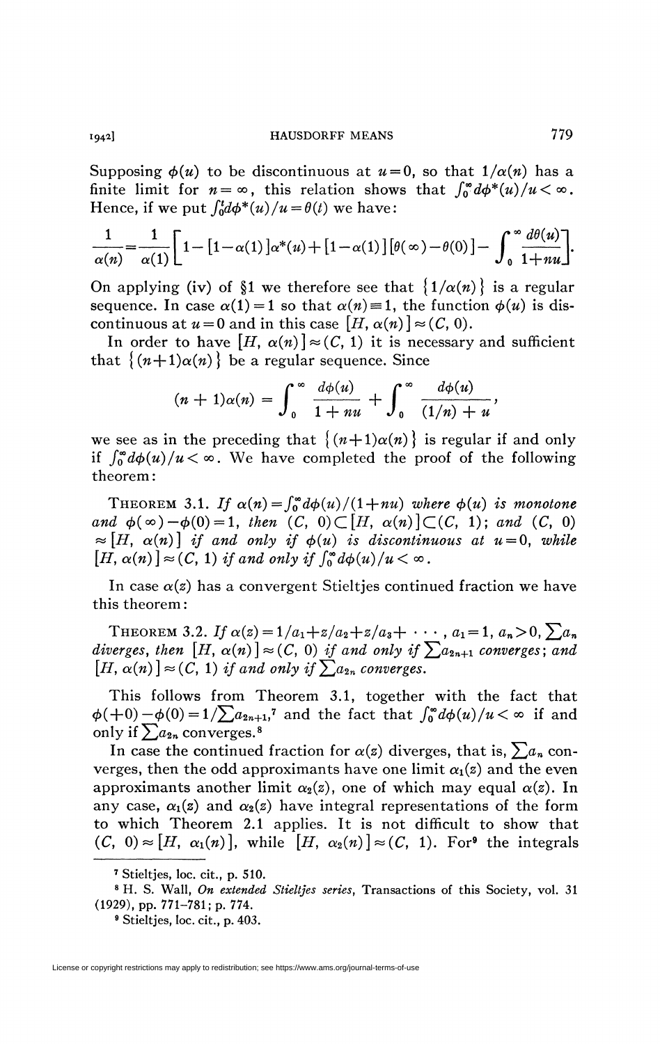Supposing $\phi(u)$ to be discontinuous at $u=0$, so that $1/\alpha(n)$ has a finite limit for $n=\infty$, this relation shows that $\int_0^\infty d\phi^*(u)/u<\infty$. Hence, if we put $\int_0^t d\phi^*(u)/u=\theta(t)$ we have:

$$\frac{1}{\alpha(n)}=\frac{1}{\alpha(1)}\left[1-[1-\alpha(1)]\alpha^*(u)+[1-\alpha(1)][\theta(\infty)-\theta(0)]-\int_0^\infty \frac{d\theta(u)}{1+nu}\right].$$

On applying (iv) of §1 we therefore see that $\{1/\alpha(n)\}$ is a regular sequence. In case $\alpha(1)=1$ so that $\alpha(n)\equiv 1$, the function $\phi(u)$ is discontinuous at $u=0$ and in this case $[H, \alpha(n)]\approx(C, 0)$.

In order to have $[H, \alpha(n)]\approx(C, 1)$ it is necessary and sufficient that $\{(n+1)\alpha(n)\}$ be a regular sequence. Since

$$(n+1)\alpha(n)=\int_0^\infty \frac{d\phi(u)}{1+nu}+\int_0^\infty \frac{d\phi(u)}{(1/n)+u},$$

we see as in the preceding that $\{(n+1)\alpha(n)\}$ is regular if and only if $\int_0^\infty d\phi(u)/u<\infty$. We have completed the proof of the following theorem:

THEOREM 3.1. *If $\alpha(n)=\int_0^\infty d\phi(u)/(1+nu)$ where $\phi(u)$ is monotone and $\phi(\infty)-\phi(0)=1$, then $(C, 0)\subset[H, \alpha(n)]\subset(C, 1)$; and $(C, 0)\approx[H, \alpha(n)]$ if and only if $\phi(u)$ is discontinuous at $u=0$, while $[H, \alpha(n)]\approx(C, 1)$ if and only if $\int_0^\infty d\phi(u)/u<\infty$.*

In case $\alpha(z)$ has a convergent Stieltjes continued fraction we have this theorem:

THEOREM 3.2. *If $\alpha(z)=1/a_1+z/a_2+z/a_3+\cdots$, $a_1=1$, $a_n>0$, $\sum a_n$ diverges, then $[H, \alpha(n)]\approx(C, 0)$ if and only if $\sum a_{2n+1}$ converges; and $[H, \alpha(n)]\approx(C, 1)$ if and only if $\sum a_{2n}$ converges.*

This follows from Theorem 3.1, together with the fact that $\phi(+0)-\phi(0)=1/\sum a_{2n+1}$,[7] and the fact that $\int_0^\infty d\phi(u)/u<\infty$ if and only if $\sum a_{2n}$ converges.[8]

In case the continued fraction for $\alpha(z)$ diverges, that is, $\sum a_n$ converges, then the odd approximants have one limit $\alpha_1(z)$ and the even approximants another limit $\alpha_2(z)$, one of which may equal $\alpha(z)$. In any case, $\alpha_1(z)$ and $\alpha_2(z)$ have integral representations of the form to which Theorem 2.1 applies. It is not difficult to show that $(C, 0)\approx[H, \alpha_1(n)]$, while $[H, \alpha_2(n)]\approx(C, 1)$. For[9] the integrals

---

[7] Stieltjes, loc. cit., p. 510.

[8] H. S. Wall, *On extended Stieltjes series*, Transactions of this Society, vol. 31 (1929), pp. 771–781; p. 774.

[9] Stieltjes, loc. cit., p. 403.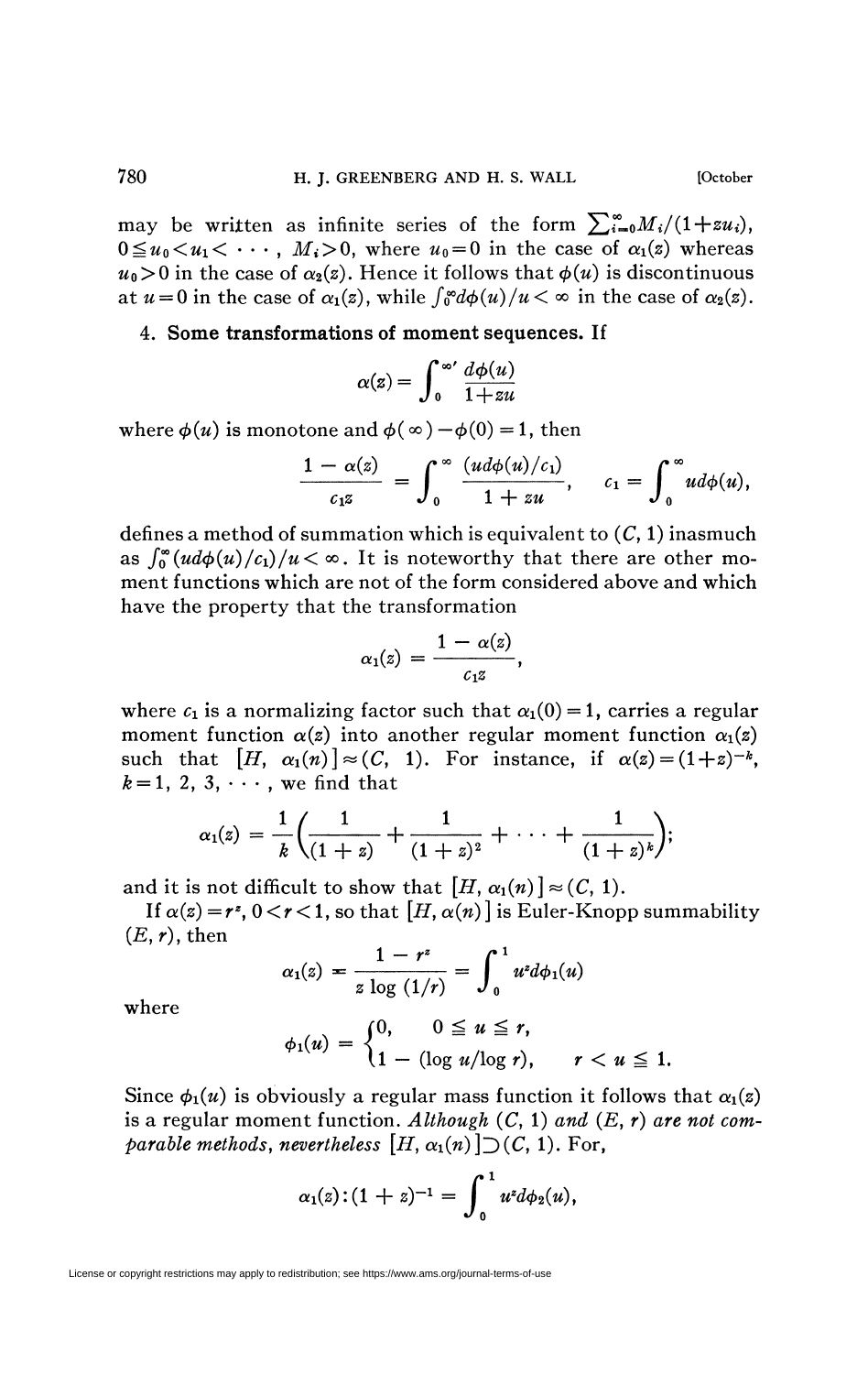may be written as infinite series of the form $\sum_{i=0}^{\infty} M_i/(1+zu_i)$, $0 \leqq u_0 < u_1 < \cdots$, $M_i > 0$, where $u_0 = 0$ in the case of $\alpha_1(z)$ whereas $u_0 > 0$ in the case of $\alpha_2(z)$. Hence it follows that $\phi(u)$ is discontinuous at $u = 0$ in the case of $\alpha_1(z)$, while $\int_0^\infty d\phi(u)/u < \infty$ in the case of $\alpha_2(z)$.

**4. Some transformations of moment sequences.** If

$$\alpha(z) = \int_0^{\infty'} \frac{d\phi(u)}{1+zu}$$

where $\phi(u)$ is monotone and $\phi(\infty) - \phi(0) = 1$, then

$$\frac{1 - \alpha(z)}{c_1 z} = \int_0^\infty \frac{(ud\phi(u)/c_1)}{1 + zu}, \qquad c_1 = \int_0^\infty u d\phi(u),$$

defines a method of summation which is equivalent to $(C, 1)$ inasmuch as $\int_0^\infty (ud\phi(u)/c_1)/u < \infty$. It is noteworthy that there are other moment functions which are not of the form considered above and which have the property that the transformation

$$\alpha_1(z) = \frac{1 - \alpha(z)}{c_1 z},$$

where $c_1$ is a normalizing factor such that $\alpha_1(0) = 1$, carries a regular moment function $\alpha(z)$ into another regular moment function $\alpha_1(z)$ such that $[H, \alpha_1(n)] \approx (C, 1)$. For instance, if $\alpha(z) = (1+z)^{-k}$, $k = 1, 2, 3, \cdots$, we find that

$$\alpha_1(z) = \frac{1}{k}\left(\frac{1}{(1+z)} + \frac{1}{(1+z)^2} + \cdots + \frac{1}{(1+z)^k}\right);$$

and it is not difficult to show that $[H, \alpha_1(n)] \approx (C, 1)$.

If $\alpha(z) = r^z$, $0 < r < 1$, so that $[H, \alpha(n)]$ is Euler-Knopp summability $(E, r)$, then

$$\alpha_1(z) = \frac{1 - r^z}{z \log (1/r)} = \int_0^1 u^z d\phi_1(u)$$

where

$$\phi_1(u) = \begin{cases} 0, & 0 \leqq u \leqq r, \\ 1 - (\log u/\log r), & r < u \leqq 1. \end{cases}$$

Since $\phi_1(u)$ is obviously a regular mass function it follows that $\alpha_1(z)$ is a regular moment function. *Although $(C, 1)$ and $(E, r)$ are not comparable methods, nevertheless* $[H, \alpha_1(n)] \supset (C, 1)$. For,

$$\alpha_1(z) : (1 + z)^{-1} = \int_0^1 u^z d\phi_2(u),$$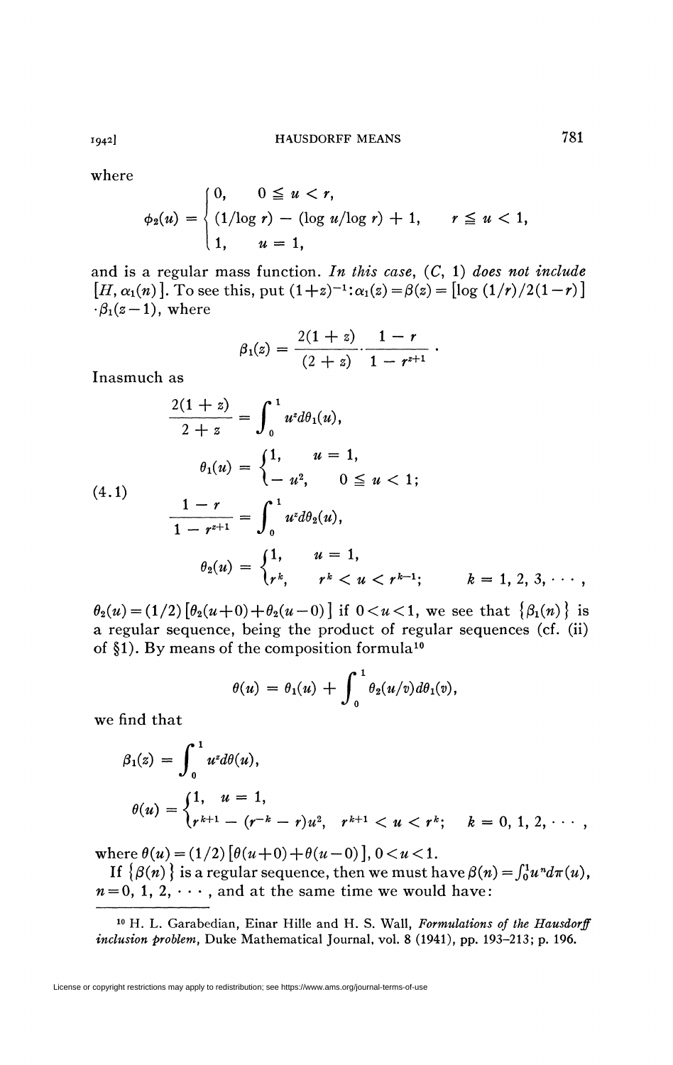where

$$\phi_2(u) = \begin{cases} 0, & 0 \leqq u < r, \\ (1/\log r) - (\log u/\log r) + 1, & r \leqq u < 1, \\ 1, & u = 1, \end{cases}$$

and is a regular mass function. *In this case,* $(C, 1)$ *does not include* $[H, \alpha_1(n)]$. To see this, put $(1+z)^{-1}:\alpha_1(z) = \beta(z) = [\log(1/r)/2(1-r)] \cdot \beta_1(z-1)$, where

$$\beta_1(z) = \frac{2(1+z)}{(2+z)} \cdot \frac{1-r}{1-r^{z+1}}.$$

Inasmuch as

$$(4.1)\qquad \begin{aligned} \frac{2(1+z)}{2+z} &= \int_0^1 u^z d\theta_1(u), \\ \theta_1(u) &= \begin{cases} 1, & u = 1, \\ -u^2, & 0 \leqq u < 1; \end{cases} \\ \frac{1-r}{1-r^{z+1}} &= \int_0^1 u^z d\theta_2(u), \\ \theta_2(u) &= \begin{cases} 1, & u = 1, \\ r^k, & r^k < u < r^{k-1}; \qquad k = 1, 2, 3, \cdots, \end{cases} \end{aligned}$$

$\theta_2(u) = (1/2)[\theta_2(u+0) + \theta_2(u-0)]$ if $0 < u < 1$, we see that $\{\beta_1(n)\}$ is a regular sequence, being the product of regular sequences (cf. (ii) of §1). By means of the composition formula[10]

$$\theta(u) = \theta_1(u) + \int_0^1 \theta_2(u/v) d\theta_1(v),$$

we find that

$$\beta_1(z) = \int_0^1 u^z d\theta(u),$$

$$\theta(u) = \begin{cases} 1, & u = 1, \\ r^{k+1} - (r^{-k} - r)u^2, & r^{k+1} < u < r^k; \qquad k = 0, 1, 2, \cdots, \end{cases}$$

where $\theta(u) = (1/2)[\theta(u+0) + \theta(u-0)]$, $0 < u < 1$.

If $\{\beta(n)\}$ is a regular sequence, then we must have $\beta(n) = \int_0^1 u^n d\pi(u)$, $n = 0, 1, 2, \cdots$, and at the same time we would have:

---

[10] H. L. Garabedian, Einar Hille and H. S. Wall, *Formulations of the Hausdorff inclusion problem*, Duke Mathematical Journal, vol. 8 (1941), pp. 193–213; p. 196.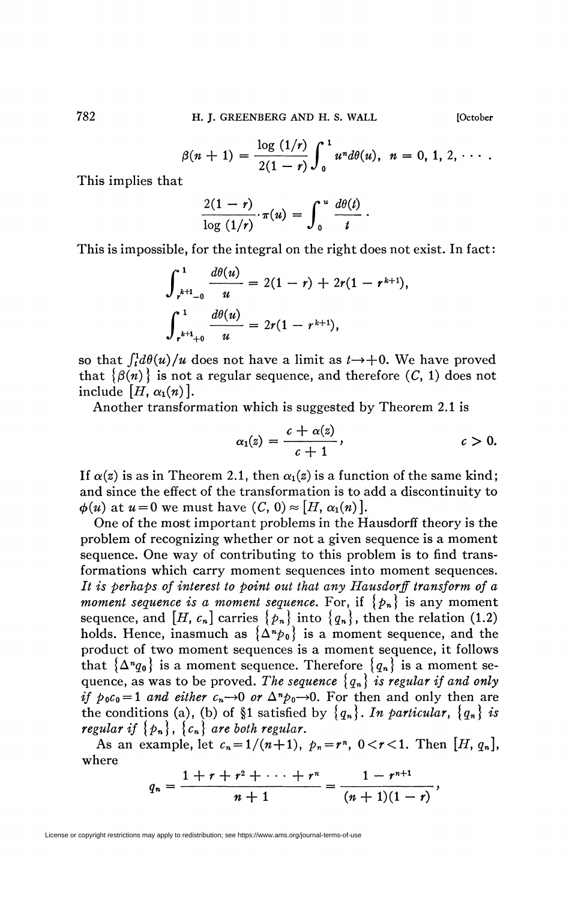$$\beta(n+1) = \frac{\log (1/r)}{2(1-r)} \int_0^1 u^n d\theta(u), \quad n = 0, 1, 2, \cdots .$$

This implies that

$$\frac{2(1-r)}{\log (1/r)} \cdot \pi(u) = \int_0^u \frac{d\theta(t)}{t} .$$

This is impossible, for the integral on the right does not exist. In fact:

$$\int_{r^{k+1}-0}^{1} \frac{d\theta(u)}{u} = 2(1-r) + 2r(1 - r^{k+1}),$$

$$\int_{r^{k+1}+0}^{1} \frac{d\theta(u)}{u} = 2r(1 - r^{k+1}),$$

so that $\int_t^1 d\theta(u)/u$ does not have a limit as $t \to +0$. We have proved that $\{\beta(n)\}$ is not a regular sequence, and therefore $(C, 1)$ does not include $[H, \alpha_1(n)]$.

Another transformation which is suggested by Theorem 2.1 is

$$\alpha_1(z) = \frac{c + \alpha(z)}{c + 1}, \qquad c > 0.$$

If $\alpha(z)$ is as in Theorem 2.1, then $\alpha_1(z)$ is a function of the same kind; and since the effect of the transformation is to add a discontinuity to $\phi(u)$ at $u = 0$ we must have $(C, 0) \approx [H, \alpha_1(n)]$.

One of the most important problems in the Hausdorff theory is the problem of recognizing whether or not a given sequence is a moment sequence. One way of contributing to this problem is to find transformations which carry moment sequences into moment sequences. *It is perhaps of interest to point out that any Hausdorff transform of a moment sequence is a moment sequence.* For, if $\{p_n\}$ is any moment sequence, and $[H, c_n]$ carries $\{p_n\}$ into $\{q_n\}$, then the relation (1.2) holds. Hence, inasmuch as $\{\Delta^n p_0\}$ is a moment sequence, and the product of two moment sequences is a moment sequence, it follows that $\{\Delta^n q_0\}$ is a moment sequence. Therefore $\{q_n\}$ is a moment sequence, as was to be proved. *The sequence $\{q_n\}$ is regular if and only if $p_0 c_0 = 1$ and either $c_n \to 0$ or $\Delta^n p_0 \to 0$.* For then and only then are the conditions (a), (b) of §1 satisfied by $\{q_n\}$. *In particular, $\{q_n\}$ is regular if $\{p_n\}$, $\{c_n\}$ are both regular.*

As an example, let $c_n = 1/(n+1)$, $p_n = r^n$, $0 < r < 1$. Then $[H, q_n]$, where

$$q_n = \frac{1 + r + r^2 + \cdots + r^n}{n+1} = \frac{1 - r^{n+1}}{(n+1)(1-r)},$$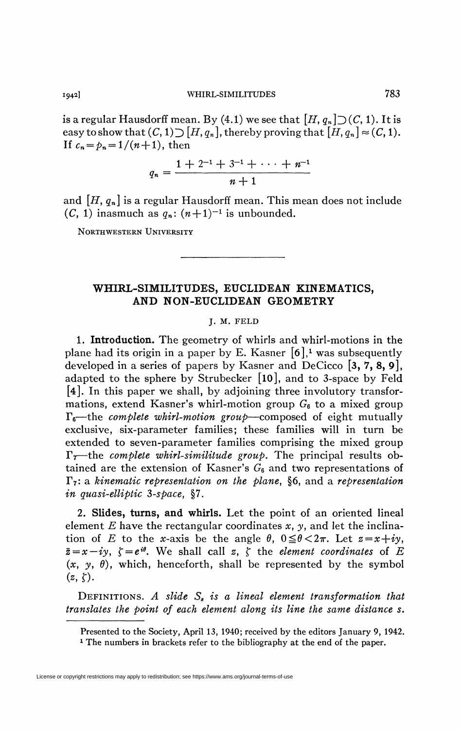is a regular Hausdorff mean. By (4.1) we see that $[H, q_n] \supset (C, 1)$. It is easy to show that $(C, 1) \supset [H, q_n]$, thereby proving that $[H, q_n] \approx (C, 1)$. If $c_n = p_n = 1/(n+1)$, then

$$q_n = \frac{1 + 2^{-1} + 3^{-1} + \cdots + n^{-1}}{n+1}$$

and $[H, q_n]$ is a regular Hausdorff mean. This mean does not include $(C, 1)$ inasmuch as $q_n$: $(n+1)^{-1}$ is unbounded.

NORTHWESTERN UNIVERSITY

---

# WHIRL-SIMILITUDES, EUCLIDEAN KINEMATICS, AND NON-EUCLIDEAN GEOMETRY

J. M. FELD

**1. Introduction.** The geometry of whirls and whirl-motions in the plane had its origin in a paper by E. Kasner [6],[1] was subsequently developed in a series of papers by Kasner and DeCicco [3, 7, 8, 9], adapted to the sphere by Strubecker [10], and to 3-space by Feld [4]. In this paper we shall, by adjoining three involutory transformations, extend Kasner's whirl-motion group $G_6$ to a mixed group $\Gamma_6$—the *complete whirl-motion group*—composed of eight mutually exclusive, six-parameter families; these families will in turn be extended to seven-parameter families comprising the mixed group $\Gamma_7$—the *complete whirl-similitude group*. The principal results obtained are the extension of Kasner's $G_6$ and two representations of $\Gamma_7$: a *kinematic representation on the plane*, §6, and a *representation in quasi-elliptic 3-space*, §7.

**2. Slides, turns, and whirls.** Let the point of an oriented lineal element $E$ have the rectangular coordinates $x$, $y$, and let the inclination of $E$ to the $x$-axis be the angle $\theta$, $0 \leqq \theta < 2\pi$. Let $z = x + iy$, $\bar{z} = x - iy$, $\zeta = e^{i\theta}$. We shall call $z$, $\zeta$ the *element coordinates* of $E$ $(x, y, \theta)$, which, henceforth, shall be represented by the symbol $(z, \zeta)$.

DEFINITIONS. *A slide $S_s$ is a lineal element transformation that translates the point of each element along its line the same distance $s$.*

Presented to the Society, April 13, 1940; received by the editors January 9, 1942.

[1] The numbers in brackets refer to the bibliography at the end of the paper.

License or copyright restrictions may apply to redistribution; see https://www.ams.org/journal-terms-of-use